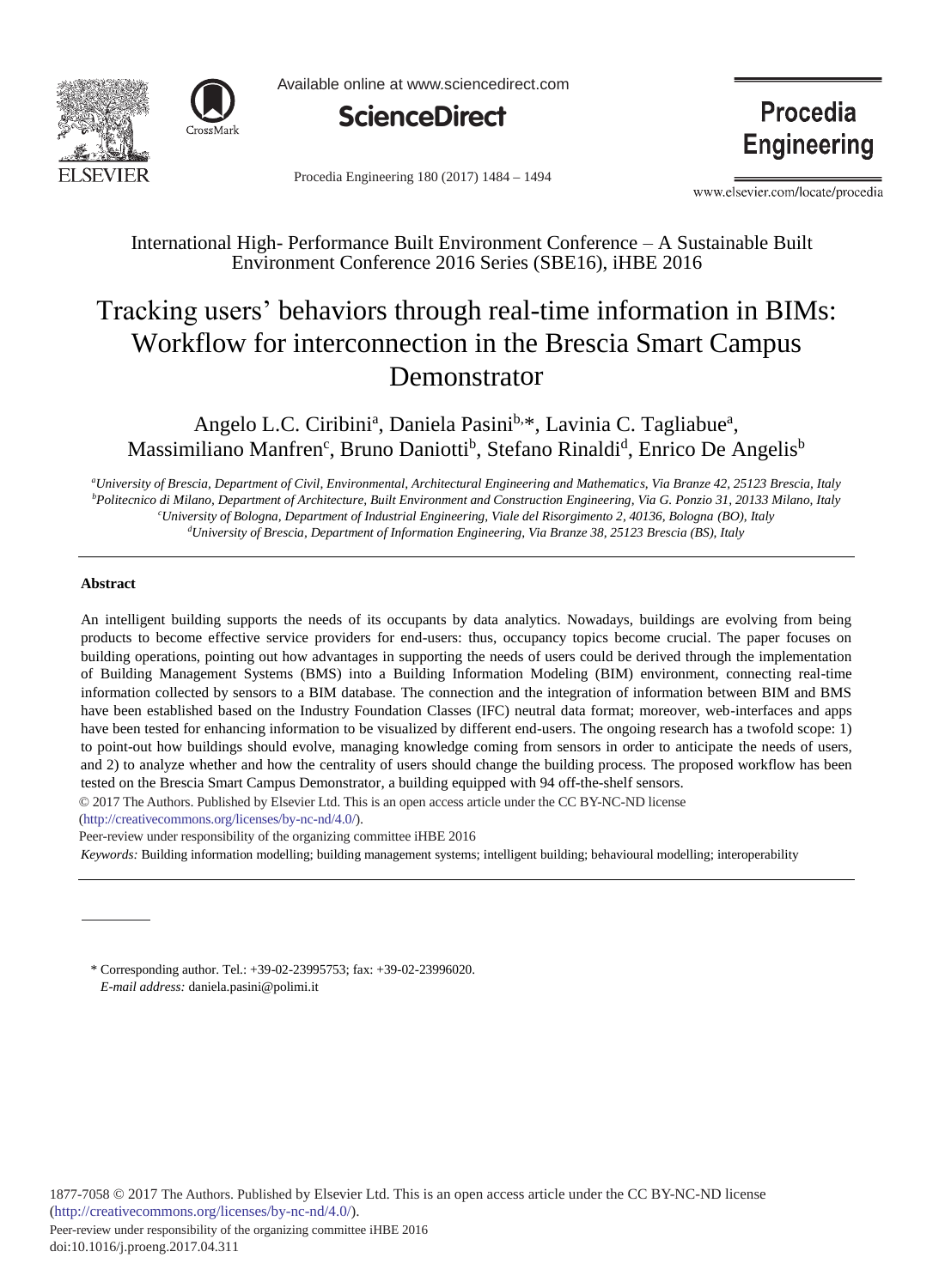International High- Performance Built Environment Conference – A Sustainable Built Environment Conference 2016 Series (SBE16), iHBE 2016

# Tracking users' behaviors through real-time information in BIMs: Workflow for interconnection in the Brescia Smart Campus Demonstrator

Angelo L.C. Ciribini[a], Daniela Pasini[b,*], Lavinia C. Tagliabue[a], Massimiliano Manfren[c], Bruno Daniotti[b], Stefano Rinaldi[d], Enrico De Angelis[b]

[a]*University of Brescia, Department of Civil, Environmental, Architectural Engineering and Mathematics, Via Branze 42, 25123 Brescia, Italy*
[b]*Politecnico di Milano, Department of Architecture, Built Environment and Construction Engineering, Via G. Ponzio 31, 20133 Milano, Italy*
[c]*University of Bologna, Department of Industrial Engineering, Viale del Risorgimento 2, 40136, Bologna (BO), Italy*
[d]*University of Brescia, Department of Information Engineering, Via Branze 38, 25123 Brescia (BS), Italy*

## Abstract

An intelligent building supports the needs of its occupants by data analytics. Nowadays, buildings are evolving from being products to become effective service providers for end-users: thus, occupancy topics become crucial. The paper focuses on building operations, pointing out how advantages in supporting the needs of users could be derived through the implementation of Building Management Systems (BMS) into a Building Information Modeling (BIM) environment, connecting real-time information collected by sensors to a BIM database. The connection and the integration of information between BIM and BMS have been established based on the Industry Foundation Classes (IFC) neutral data format; moreover, web-interfaces and apps have been tested for enhancing information to be visualized by different end-users. The ongoing research has a twofold scope: 1) to point-out how buildings should evolve, managing knowledge coming from sensors in order to anticipate the needs of users, and 2) to analyze whether and how the centrality of users should change the building process. The proposed workflow has been tested on the Brescia Smart Campus Demonstrator, a building equipped with 94 off-the-shelf sensors.

© 2017 The Authors. Published by Elsevier Ltd. This is an open access article under the CC BY-NC-ND license (http://creativecommons.org/licenses/by-nc-nd/4.0/).

Peer-review under responsibility of the organizing committee iHBE 2016

*Keywords:* Building information modelling; building management systems; intelligent building; behavioural modelling; interoperability

---

\* Corresponding author. Tel.: +39-02-23995753; fax: +39-02-23996020.
*E-mail address:* daniela.pasini@polimi.it

1877-7058 © 2017 The Authors. Published by Elsevier Ltd. This is an open access article under the CC BY-NC-ND license (http://creativecommons.org/licenses/by-nc-nd/4.0/).
Peer-review under responsibility of the organizing committee iHBE 2016
doi:10.1016/j.proeng.2017.04.311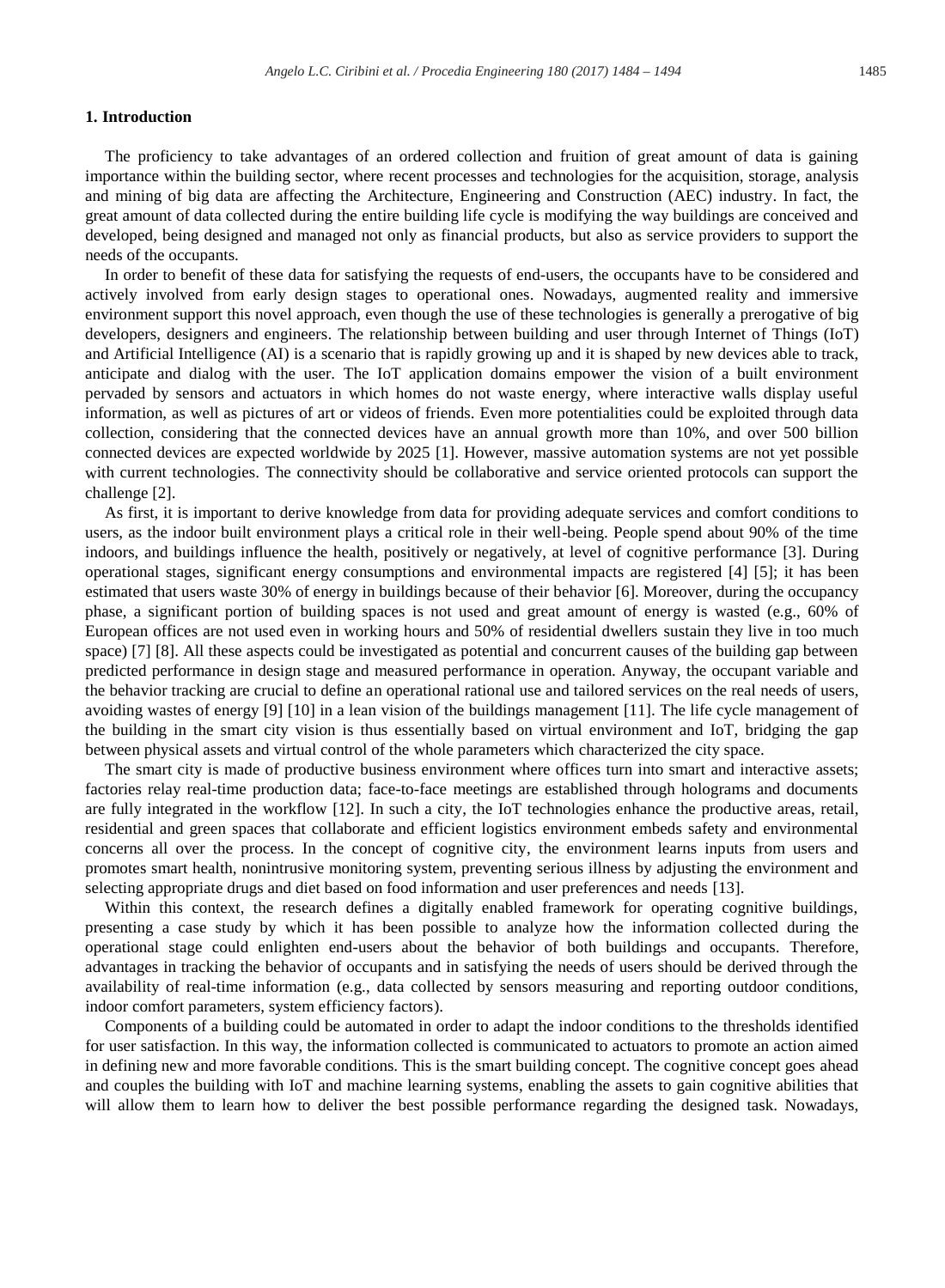## 1. Introduction

The proficiency to take advantages of an ordered collection and fruition of great amount of data is gaining importance within the building sector, where recent processes and technologies for the acquisition, storage, analysis and mining of big data are affecting the Architecture, Engineering and Construction (AEC) industry. In fact, the great amount of data collected during the entire building life cycle is modifying the way buildings are conceived and developed, being designed and managed not only as financial products, but also as service providers to support the needs of the occupants.

In order to benefit of these data for satisfying the requests of end-users, the occupants have to be considered and actively involved from early design stages to operational ones. Nowadays, augmented reality and immersive environment support this novel approach, even though the use of these technologies is generally a prerogative of big developers, designers and engineers. The relationship between building and user through Internet of Things (IoT) and Artificial Intelligence (AI) is a scenario that is rapidly growing up and it is shaped by new devices able to track, anticipate and dialog with the user. The IoT application domains empower the vision of a built environment pervaded by sensors and actuators in which homes do not waste energy, where interactive walls display useful information, as well as pictures of art or videos of friends. Even more potentialities could be exploited through data collection, considering that the connected devices have an annual growth more than 10%, and over 500 billion connected devices are expected worldwide by 2025 [1]. However, massive automation systems are not yet possible with current technologies. The connectivity should be collaborative and service oriented protocols can support the challenge [2].

As first, it is important to derive knowledge from data for providing adequate services and comfort conditions to users, as the indoor built environment plays a critical role in their well-being. People spend about 90% of the time indoors, and buildings influence the health, positively or negatively, at level of cognitive performance [3]. During operational stages, significant energy consumptions and environmental impacts are registered [4] [5]; it has been estimated that users waste 30% of energy in buildings because of their behavior [6]. Moreover, during the occupancy phase, a significant portion of building spaces is not used and great amount of energy is wasted (e.g., 60% of European offices are not used even in working hours and 50% of residential dwellers sustain they live in too much space) [7] [8]. All these aspects could be investigated as potential and concurrent causes of the building gap between predicted performance in design stage and measured performance in operation. Anyway, the occupant variable and the behavior tracking are crucial to define an operational rational use and tailored services on the real needs of users, avoiding wastes of energy [9] [10] in a lean vision of the buildings management [11]. The life cycle management of the building in the smart city vision is thus essentially based on virtual environment and IoT, bridging the gap between physical assets and virtual control of the whole parameters which characterized the city space.

The smart city is made of productive business environment where offices turn into smart and interactive assets; factories relay real-time production data; face-to-face meetings are established through holograms and documents are fully integrated in the workflow [12]. In such a city, the IoT technologies enhance the productive areas, retail, residential and green spaces that collaborate and efficient logistics environment embeds safety and environmental concerns all over the process. In the concept of cognitive city, the environment learns inputs from users and promotes smart health, nonintrusive monitoring system, preventing serious illness by adjusting the environment and selecting appropriate drugs and diet based on food information and user preferences and needs [13].

Within this context, the research defines a digitally enabled framework for operating cognitive buildings, presenting a case study by which it has been possible to analyze how the information collected during the operational stage could enlighten end-users about the behavior of both buildings and occupants. Therefore, advantages in tracking the behavior of occupants and in satisfying the needs of users should be derived through the availability of real-time information (e.g., data collected by sensors measuring and reporting outdoor conditions, indoor comfort parameters, system efficiency factors).

Components of a building could be automated in order to adapt the indoor conditions to the thresholds identified for user satisfaction. In this way, the information collected is communicated to actuators to promote an action aimed in defining new and more favorable conditions. This is the smart building concept. The cognitive concept goes ahead and couples the building with IoT and machine learning systems, enabling the assets to gain cognitive abilities that will allow them to learn how to deliver the best possible performance regarding the designed task. Nowadays,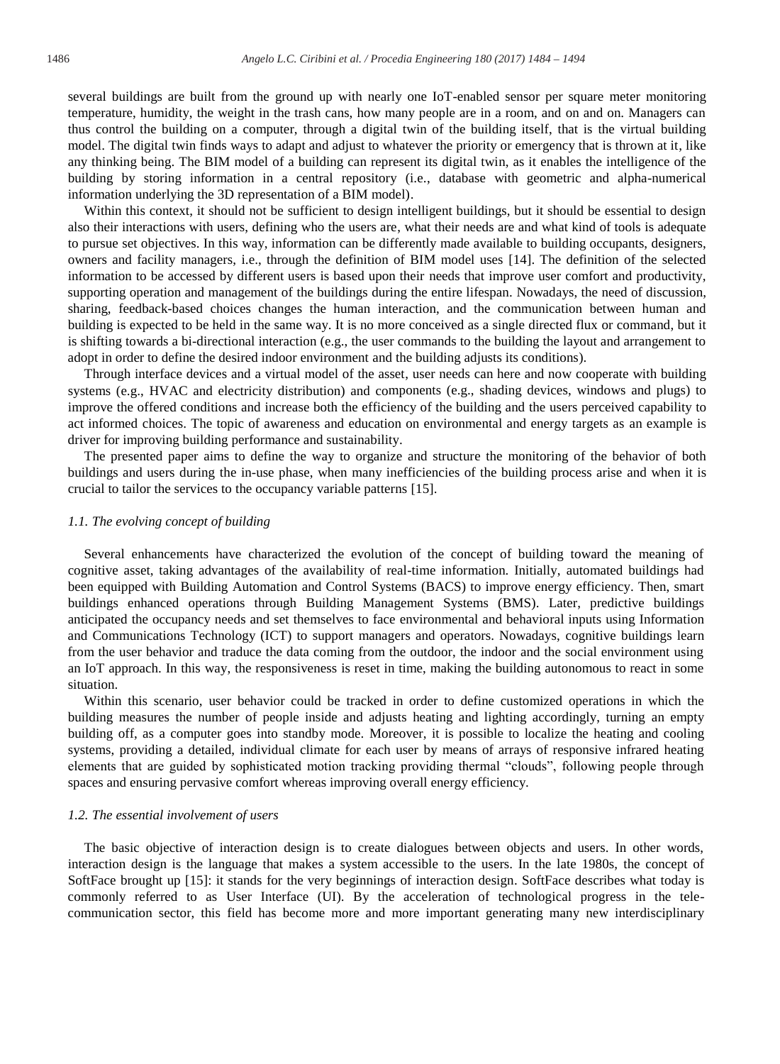several buildings are built from the ground up with nearly one IoT-enabled sensor per square meter monitoring temperature, humidity, the weight in the trash cans, how many people are in a room, and on and on. Managers can thus control the building on a computer, through a digital twin of the building itself, that is the virtual building model. The digital twin finds ways to adapt and adjust to whatever the priority or emergency that is thrown at it, like any thinking being. The BIM model of a building can represent its digital twin, as it enables the intelligence of the building by storing information in a central repository (i.e., database with geometric and alpha-numerical information underlying the 3D representation of a BIM model).

Within this context, it should not be sufficient to design intelligent buildings, but it should be essential to design also their interactions with users, defining who the users are, what their needs are and what kind of tools is adequate to pursue set objectives. In this way, information can be differently made available to building occupants, designers, owners and facility managers, i.e., through the definition of BIM model uses [14]. The definition of the selected information to be accessed by different users is based upon their needs that improve user comfort and productivity, supporting operation and management of the buildings during the entire lifespan. Nowadays, the need of discussion, sharing, feedback-based choices changes the human interaction, and the communication between human and building is expected to be held in the same way. It is no more conceived as a single directed flux or command, but it is shifting towards a bi-directional interaction (e.g., the user commands to the building the layout and arrangement to adopt in order to define the desired indoor environment and the building adjusts its conditions).

Through interface devices and a virtual model of the asset, user needs can here and now cooperate with building systems (e.g., HVAC and electricity distribution) and components (e.g., shading devices, windows and plugs) to improve the offered conditions and increase both the efficiency of the building and the users perceived capability to act informed choices. The topic of awareness and education on environmental and energy targets as an example is driver for improving building performance and sustainability.

The presented paper aims to define the way to organize and structure the monitoring of the behavior of both buildings and users during the in-use phase, when many inefficiencies of the building process arise and when it is crucial to tailor the services to the occupancy variable patterns [15].

### *1.1. The evolving concept of building*

Several enhancements have characterized the evolution of the concept of building toward the meaning of cognitive asset, taking advantages of the availability of real-time information. Initially, automated buildings had been equipped with Building Automation and Control Systems (BACS) to improve energy efficiency. Then, smart buildings enhanced operations through Building Management Systems (BMS). Later, predictive buildings anticipated the occupancy needs and set themselves to face environmental and behavioral inputs using Information and Communications Technology (ICT) to support managers and operators. Nowadays, cognitive buildings learn from the user behavior and traduce the data coming from the outdoor, the indoor and the social environment using an IoT approach. In this way, the responsiveness is reset in time, making the building autonomous to react in some situation.

Within this scenario, user behavior could be tracked in order to define customized operations in which the building measures the number of people inside and adjusts heating and lighting accordingly, turning an empty building off, as a computer goes into standby mode. Moreover, it is possible to localize the heating and cooling systems, providing a detailed, individual climate for each user by means of arrays of responsive infrared heating elements that are guided by sophisticated motion tracking providing thermal "clouds", following people through spaces and ensuring pervasive comfort whereas improving overall energy efficiency.

### *1.2. The essential involvement of users*

The basic objective of interaction design is to create dialogues between objects and users. In other words, interaction design is the language that makes a system accessible to the users. In the late 1980s, the concept of SoftFace brought up [15]: it stands for the very beginnings of interaction design. SoftFace describes what today is commonly referred to as User Interface (UI). By the acceleration of technological progress in the tele-communication sector, this field has become more and more important generating many new interdisciplinary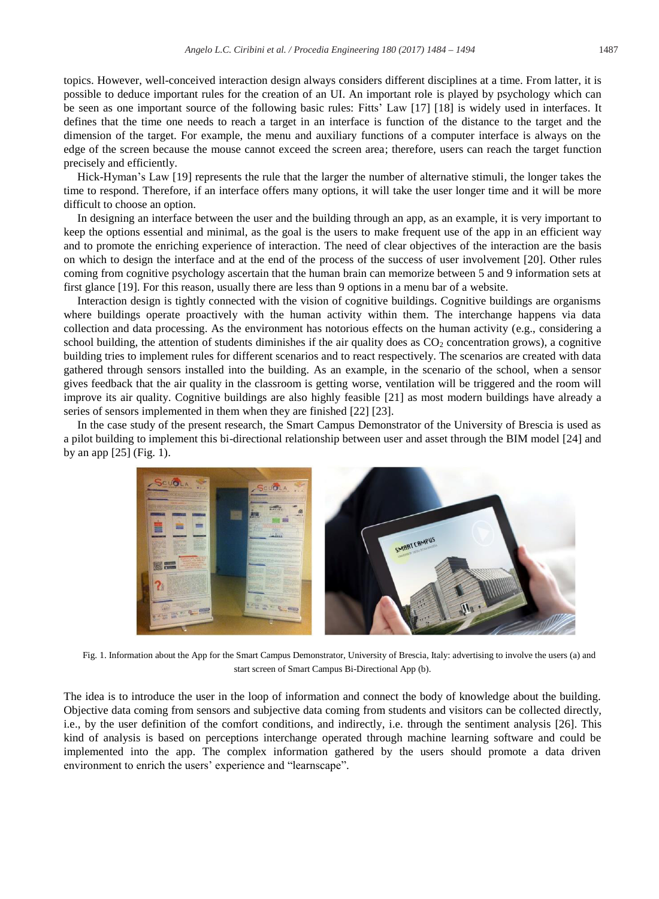topics. However, well-conceived interaction design always considers different disciplines at a time. From latter, it is possible to deduce important rules for the creation of an UI. An important role is played by psychology which can be seen as one important source of the following basic rules: Fitts' Law [17] [18] is widely used in interfaces. It defines that the time one needs to reach a target in an interface is function of the distance to the target and the dimension of the target. For example, the menu and auxiliary functions of a computer interface is always on the edge of the screen because the mouse cannot exceed the screen area; therefore, users can reach the target function precisely and efficiently.

Hick-Hyman's Law [19] represents the rule that the larger the number of alternative stimuli, the longer takes the time to respond. Therefore, if an interface offers many options, it will take the user longer time and it will be more difficult to choose an option.

In designing an interface between the user and the building through an app, as an example, it is very important to keep the options essential and minimal, as the goal is the users to make frequent use of the app in an efficient way and to promote the enriching experience of interaction. The need of clear objectives of the interaction are the basis on which to design the interface and at the end of the process of the success of user involvement [20]. Other rules coming from cognitive psychology ascertain that the human brain can memorize between 5 and 9 information sets at first glance [19]. For this reason, usually there are less than 9 options in a menu bar of a website.

Interaction design is tightly connected with the vision of cognitive buildings. Cognitive buildings are organisms where buildings operate proactively with the human activity within them. The interchange happens via data collection and data processing. As the environment has notorious effects on the human activity (e.g., considering a school building, the attention of students diminishes if the air quality does as $CO_2$ concentration grows), a cognitive building tries to implement rules for different scenarios and to react respectively. The scenarios are created with data gathered through sensors installed into the building. As an example, in the scenario of the school, when a sensor gives feedback that the air quality in the classroom is getting worse, ventilation will be triggered and the room will improve its air quality. Cognitive buildings are also highly feasible [21] as most modern buildings have already a series of sensors implemented in them when they are finished [22] [23].

In the case study of the present research, the Smart Campus Demonstrator of the University of Brescia is used as a pilot building to implement this bi-directional relationship between user and asset through the BIM model [24] and by an app [25] (Fig. 1).

Fig. 1. Information about the App for the Smart Campus Demonstrator, University of Brescia, Italy: advertising to involve the users (a) and start screen of Smart Campus Bi-Directional App (b).

The idea is to introduce the user in the loop of information and connect the body of knowledge about the building. Objective data coming from sensors and subjective data coming from students and visitors can be collected directly, i.e., by the user definition of the comfort conditions, and indirectly, i.e. through the sentiment analysis [26]. This kind of analysis is based on perceptions interchange operated through machine learning software and could be implemented into the app. The complex information gathered by the users should promote a data driven environment to enrich the users' experience and "learnscape".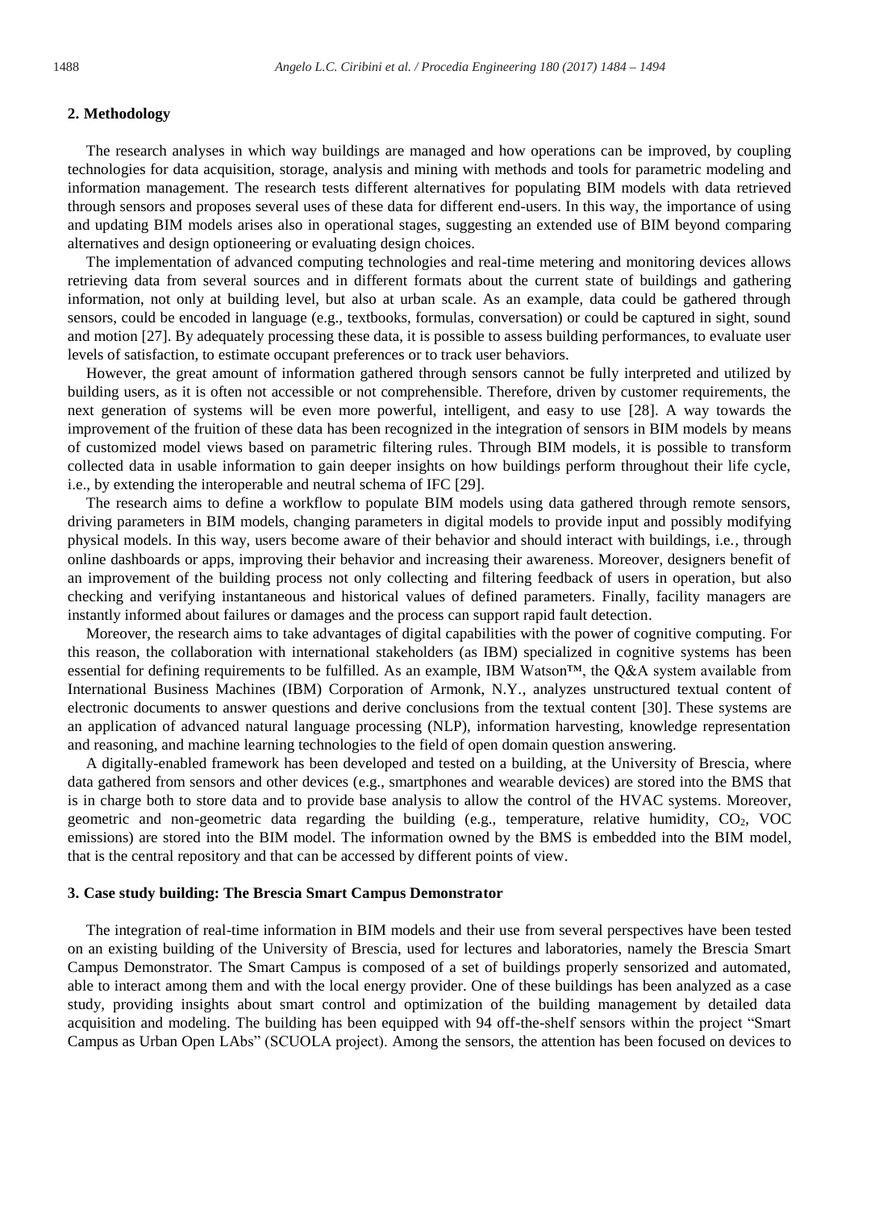## 2. Methodology

The research analyses in which way buildings are managed and how operations can be improved, by coupling technologies for data acquisition, storage, analysis and mining with methods and tools for parametric modeling and information management. The research tests different alternatives for populating BIM models with data retrieved through sensors and proposes several uses of these data for different end-users. In this way, the importance of using and updating BIM models arises also in operational stages, suggesting an extended use of BIM beyond comparing alternatives and design optioneering or evaluating design choices.

The implementation of advanced computing technologies and real-time metering and monitoring devices allows retrieving data from several sources and in different formats about the current state of buildings and gathering information, not only at building level, but also at urban scale. As an example, data could be gathered through sensors, could be encoded in language (e.g., textbooks, formulas, conversation) or could be captured in sight, sound and motion [27]. By adequately processing these data, it is possible to assess building performances, to evaluate user levels of satisfaction, to estimate occupant preferences or to track user behaviors.

However, the great amount of information gathered through sensors cannot be fully interpreted and utilized by building users, as it is often not accessible or not comprehensible. Therefore, driven by customer requirements, the next generation of systems will be even more powerful, intelligent, and easy to use [28]. A way towards the improvement of the fruition of these data has been recognized in the integration of sensors in BIM models by means of customized model views based on parametric filtering rules. Through BIM models, it is possible to transform collected data in usable information to gain deeper insights on how buildings perform throughout their life cycle, i.e., by extending the interoperable and neutral schema of IFC [29].

The research aims to define a workflow to populate BIM models using data gathered through remote sensors, driving parameters in BIM models, changing parameters in digital models to provide input and possibly modifying physical models. In this way, users become aware of their behavior and should interact with buildings, i.e., through online dashboards or apps, improving their behavior and increasing their awareness. Moreover, designers benefit of an improvement of the building process not only collecting and filtering feedback of users in operation, but also checking and verifying instantaneous and historical values of defined parameters. Finally, facility managers are instantly informed about failures or damages and the process can support rapid fault detection.

Moreover, the research aims to take advantages of digital capabilities with the power of cognitive computing. For this reason, the collaboration with international stakeholders (as IBM) specialized in cognitive systems has been essential for defining requirements to be fulfilled. As an example, IBM Watson™, the Q&A system available from International Business Machines (IBM) Corporation of Armonk, N.Y., analyzes unstructured textual content of electronic documents to answer questions and derive conclusions from the textual content [30]. These systems are an application of advanced natural language processing (NLP), information harvesting, knowledge representation and reasoning, and machine learning technologies to the field of open domain question answering.

A digitally-enabled framework has been developed and tested on a building, at the University of Brescia, where data gathered from sensors and other devices (e.g., smartphones and wearable devices) are stored into the BMS that is in charge both to store data and to provide base analysis to allow the control of the HVAC systems. Moreover, geometric and non-geometric data regarding the building (e.g., temperature, relative humidity, $CO_2$, VOC emissions) are stored into the BIM model. The information owned by the BMS is embedded into the BIM model, that is the central repository and that can be accessed by different points of view.

## 3. Case study building: The Brescia Smart Campus Demonstrator

The integration of real-time information in BIM models and their use from several perspectives have been tested on an existing building of the University of Brescia, used for lectures and laboratories, namely the Brescia Smart Campus Demonstrator. The Smart Campus is composed of a set of buildings properly sensorized and automated, able to interact among them and with the local energy provider. One of these buildings has been analyzed as a case study, providing insights about smart control and optimization of the building management by detailed data acquisition and modeling. The building has been equipped with 94 off-the-shelf sensors within the project "Smart Campus as Urban Open LAbs" (SCUOLA project). Among the sensors, the attention has been focused on devices to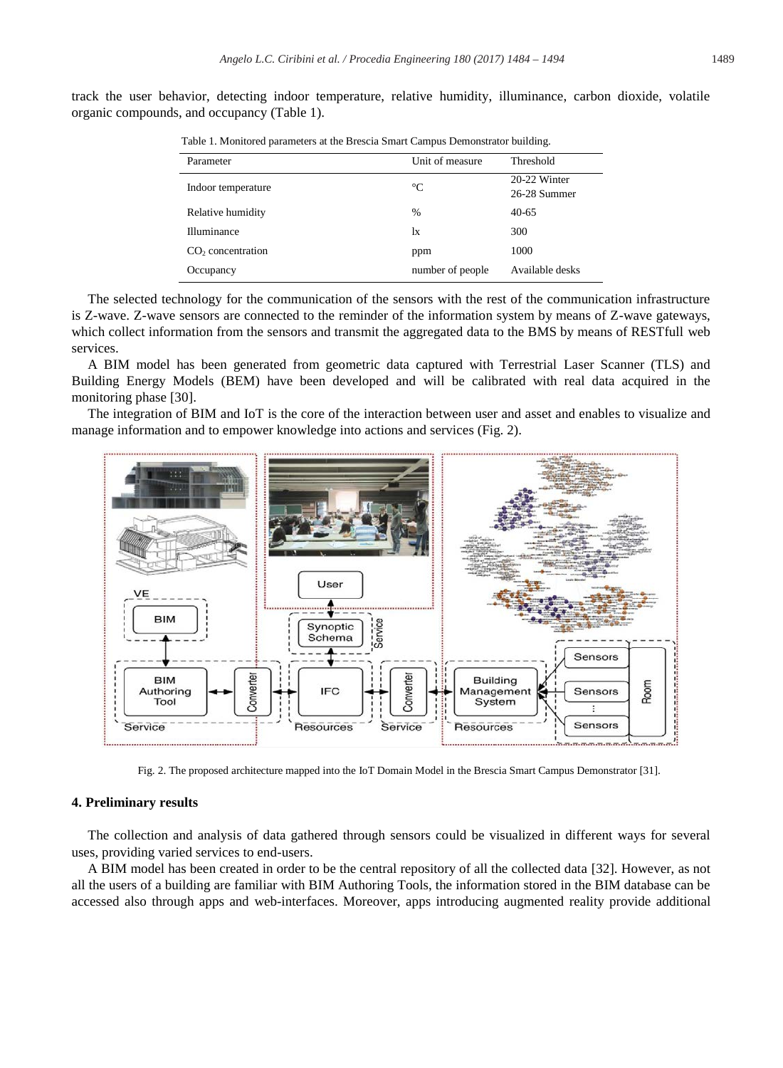track the user behavior, detecting indoor temperature, relative humidity, illuminance, carbon dioxide, volatile organic compounds, and occupancy (Table 1).

Table 1. Monitored parameters at the Brescia Smart Campus Demonstrator building.

| Parameter | Unit of measure | Threshold |
|---|---|---|
| Indoor temperature | °C | 20-22 Winter<br>26-28 Summer |
| Relative humidity | % | 40-65 |
| Illuminance | lx | 300 |
| $CO_2$ concentration | ppm | 1000 |
| Occupancy | number of people | Available desks |

The selected technology for the communication of the sensors with the rest of the communication infrastructure is Z-wave. Z-wave sensors are connected to the reminder of the information system by means of Z-wave gateways, which collect information from the sensors and transmit the aggregated data to the BMS by means of RESTfull web services.

A BIM model has been generated from geometric data captured with Terrestrial Laser Scanner (TLS) and Building Energy Models (BEM) have been developed and will be calibrated with real data acquired in the monitoring phase [30].

The integration of BIM and IoT is the core of the interaction between user and asset and enables to visualize and manage information and to empower knowledge into actions and services (Fig. 2).

Fig. 2. The proposed architecture mapped into the IoT Domain Model in the Brescia Smart Campus Demonstrator [31].

## 4. Preliminary results

The collection and analysis of data gathered through sensors could be visualized in different ways for several uses, providing varied services to end-users.

A BIM model has been created in order to be the central repository of all the collected data [32]. However, as not all the users of a building are familiar with BIM Authoring Tools, the information stored in the BIM database can be accessed also through apps and web-interfaces. Moreover, apps introducing augmented reality provide additional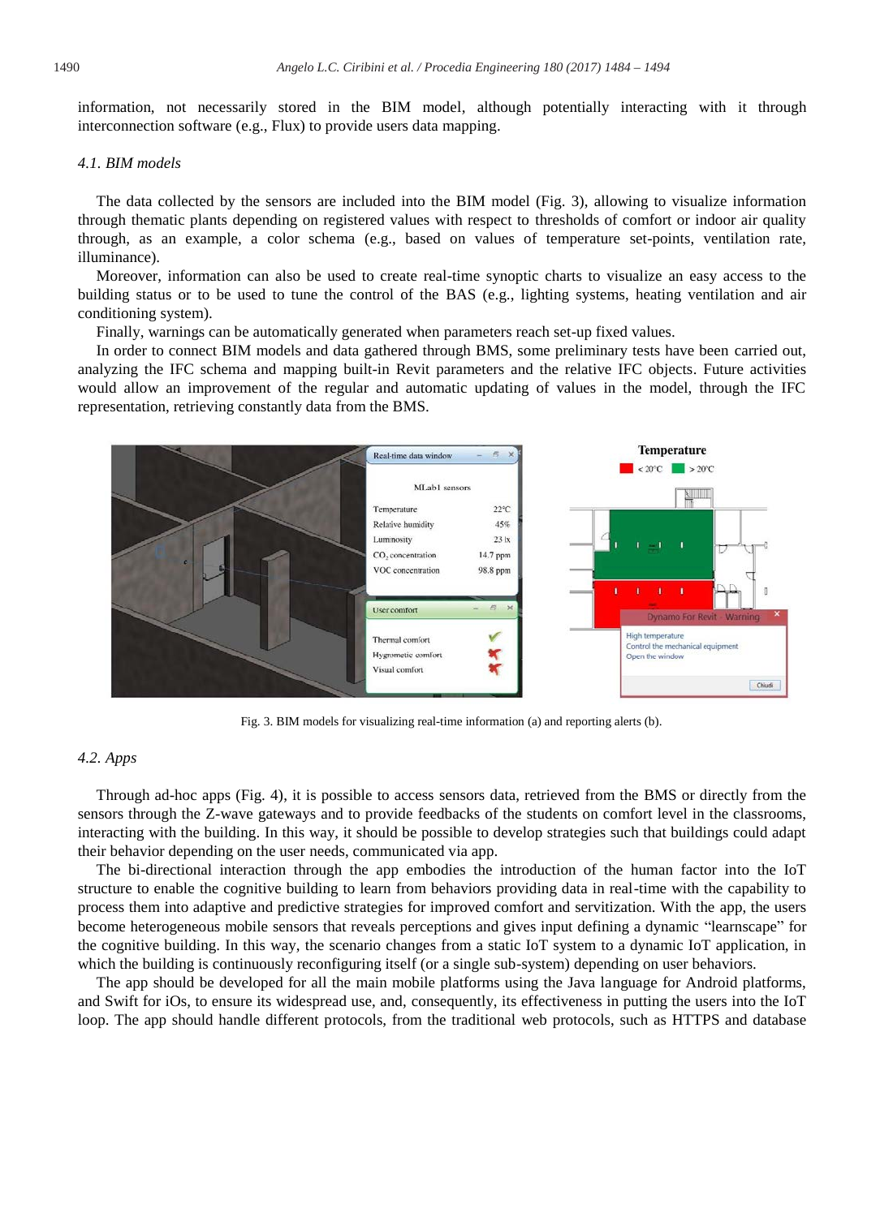information, not necessarily stored in the BIM model, although potentially interacting with it through interconnection software (e.g., Flux) to provide users data mapping.

### 4.1. BIM models

The data collected by the sensors are included into the BIM model (Fig. 3), allowing to visualize information through thematic plants depending on registered values with respect to thresholds of comfort or indoor air quality through, as an example, a color schema (e.g., based on values of temperature set-points, ventilation rate, illuminance).

Moreover, information can also be used to create real-time synoptic charts to visualize an easy access to the building status or to be used to tune the control of the BAS (e.g., lighting systems, heating ventilation and air conditioning system).

Finally, warnings can be automatically generated when parameters reach set-up fixed values.

In order to connect BIM models and data gathered through BMS, some preliminary tests have been carried out, analyzing the IFC schema and mapping built-in Revit parameters and the relative IFC objects. Future activities would allow an improvement of the regular and automatic updating of values in the model, through the IFC representation, retrieving constantly data from the BMS.

Fig. 3. BIM models for visualizing real-time information (a) and reporting alerts (b).

### 4.2. Apps

Through ad-hoc apps (Fig. 4), it is possible to access sensors data, retrieved from the BMS or directly from the sensors through the Z-wave gateways and to provide feedbacks of the students on comfort level in the classrooms, interacting with the building. In this way, it should be possible to develop strategies such that buildings could adapt their behavior depending on the user needs, communicated via app.

The bi-directional interaction through the app embodies the introduction of the human factor into the IoT structure to enable the cognitive building to learn from behaviors providing data in real-time with the capability to process them into adaptive and predictive strategies for improved comfort and servitization. With the app, the users become heterogeneous mobile sensors that reveals perceptions and gives input defining a dynamic "learnscape" for the cognitive building. In this way, the scenario changes from a static IoT system to a dynamic IoT application, in which the building is continuously reconfiguring itself (or a single sub-system) depending on user behaviors.

The app should be developed for all the main mobile platforms using the Java language for Android platforms, and Swift for iOs, to ensure its widespread use, and, consequently, its effectiveness in putting the users into the IoT loop. The app should handle different protocols, from the traditional web protocols, such as HTTPS and database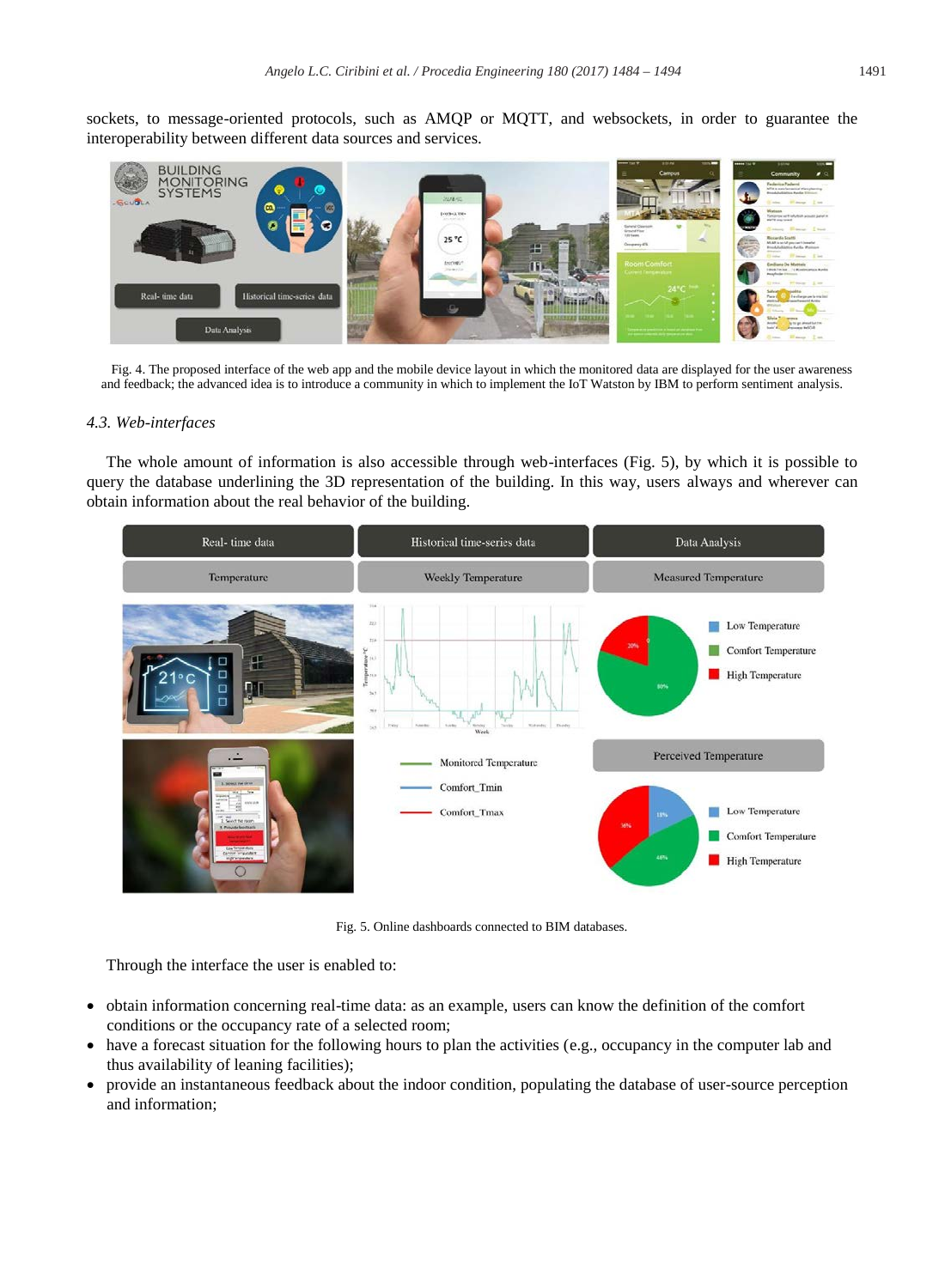sockets, to message-oriented protocols, such as AMQP or MQTT, and websockets, in order to guarantee the interoperability between different data sources and services.

Fig. 4. The proposed interface of the web app and the mobile device layout in which the monitored data are displayed for the user awareness and feedback; the advanced idea is to introduce a community in which to implement the IoT Watston by IBM to perform sentiment analysis.

### 4.3. Web-interfaces

The whole amount of information is also accessible through web-interfaces (Fig. 5), by which it is possible to query the database underlining the 3D representation of the building. In this way, users always and wherever can obtain information about the real behavior of the building.

Fig. 5. Online dashboards connected to BIM databases.

Through the interface the user is enabled to:

- obtain information concerning real-time data: as an example, users can know the definition of the comfort conditions or the occupancy rate of a selected room;
- have a forecast situation for the following hours to plan the activities (e.g., occupancy in the computer lab and thus availability of leaning facilities);
- provide an instantaneous feedback about the indoor condition, populating the database of user-source perception and information;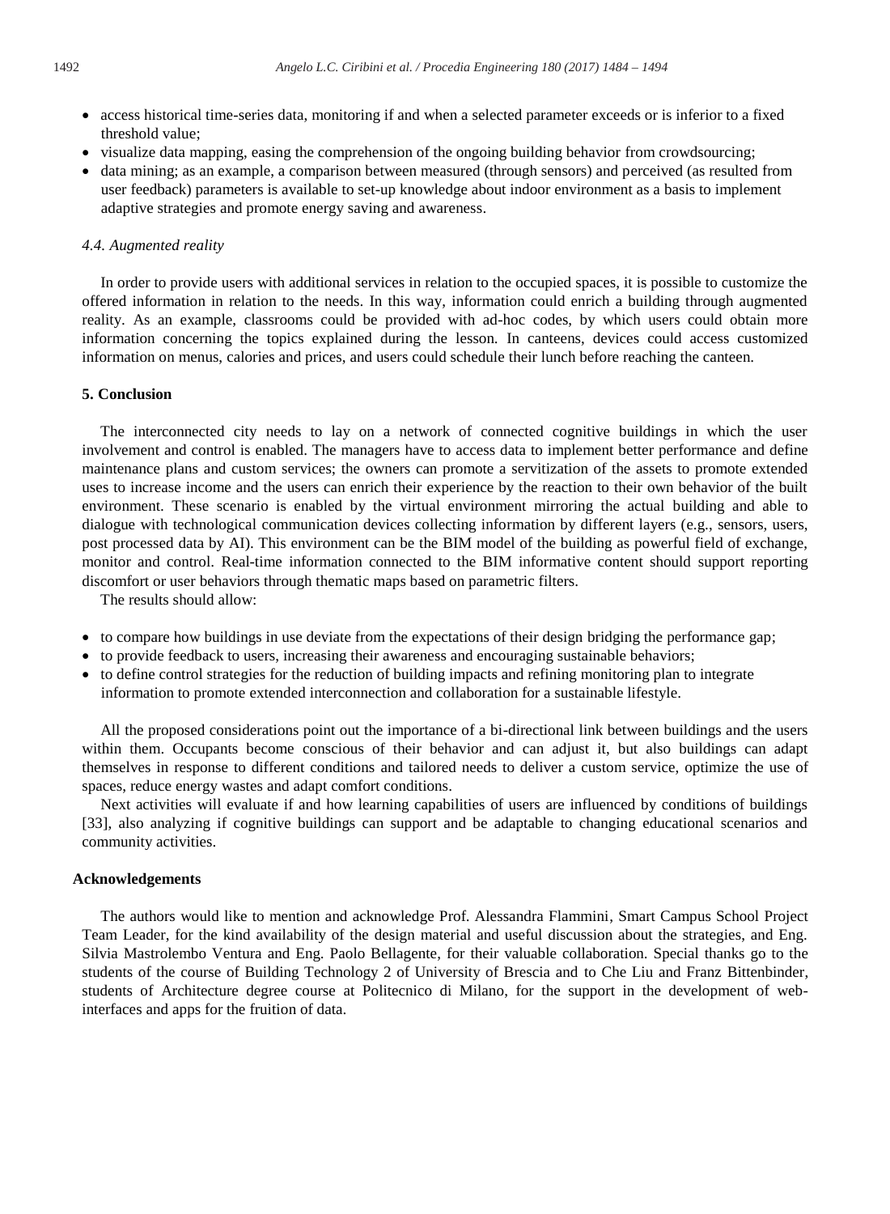- access historical time-series data, monitoring if and when a selected parameter exceeds or is inferior to a fixed threshold value;
- visualize data mapping, easing the comprehension of the ongoing building behavior from crowdsourcing;
- data mining; as an example, a comparison between measured (through sensors) and perceived (as resulted from user feedback) parameters is available to set-up knowledge about indoor environment as a basis to implement adaptive strategies and promote energy saving and awareness.

### *4.4. Augmented reality*

In order to provide users with additional services in relation to the occupied spaces, it is possible to customize the offered information in relation to the needs. In this way, information could enrich a building through augmented reality. As an example, classrooms could be provided with ad-hoc codes, by which users could obtain more information concerning the topics explained during the lesson. In canteens, devices could access customized information on menus, calories and prices, and users could schedule their lunch before reaching the canteen.

## 5. Conclusion

The interconnected city needs to lay on a network of connected cognitive buildings in which the user involvement and control is enabled. The managers have to access data to implement better performance and define maintenance plans and custom services; the owners can promote a servitization of the assets to promote extended uses to increase income and the users can enrich their experience by the reaction to their own behavior of the built environment. These scenario is enabled by the virtual environment mirroring the actual building and able to dialogue with technological communication devices collecting information by different layers (e.g., sensors, users, post processed data by AI). This environment can be the BIM model of the building as powerful field of exchange, monitor and control. Real-time information connected to the BIM informative content should support reporting discomfort or user behaviors through thematic maps based on parametric filters.

The results should allow:

- to compare how buildings in use deviate from the expectations of their design bridging the performance gap;
- to provide feedback to users, increasing their awareness and encouraging sustainable behaviors;
- to define control strategies for the reduction of building impacts and refining monitoring plan to integrate information to promote extended interconnection and collaboration for a sustainable lifestyle.

All the proposed considerations point out the importance of a bi-directional link between buildings and the users within them. Occupants become conscious of their behavior and can adjust it, but also buildings can adapt themselves in response to different conditions and tailored needs to deliver a custom service, optimize the use of spaces, reduce energy wastes and adapt comfort conditions.

Next activities will evaluate if and how learning capabilities of users are influenced by conditions of buildings [33], also analyzing if cognitive buildings can support and be adaptable to changing educational scenarios and community activities.

## Acknowledgements

The authors would like to mention and acknowledge Prof. Alessandra Flammini, Smart Campus School Project Team Leader, for the kind availability of the design material and useful discussion about the strategies, and Eng. Silvia Mastrolembo Ventura and Eng. Paolo Bellagente, for their valuable collaboration. Special thanks go to the students of the course of Building Technology 2 of University of Brescia and to Che Liu and Franz Bittenbinder, students of Architecture degree course at Politecnico di Milano, for the support in the development of web-interfaces and apps for the fruition of data.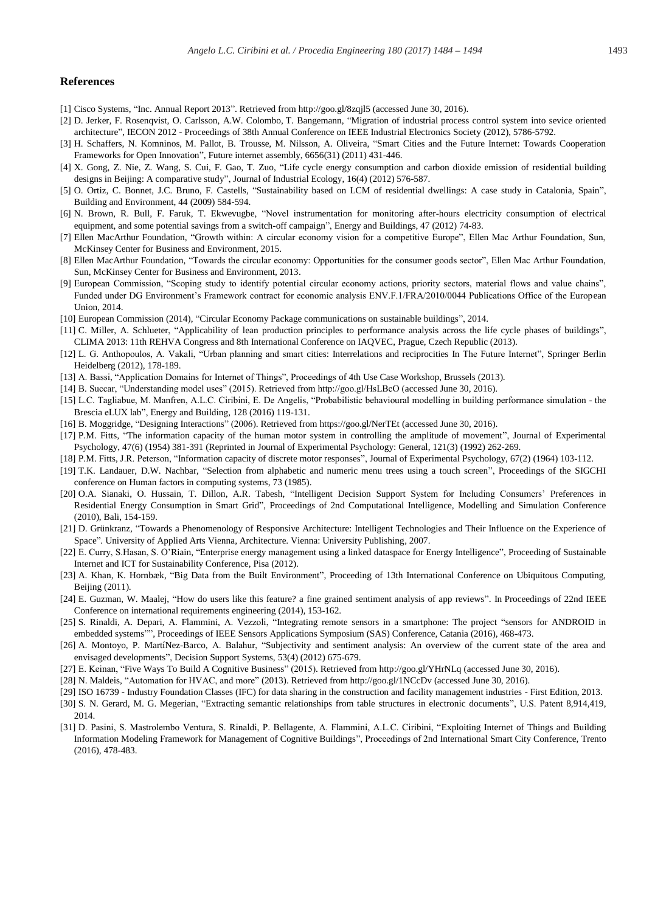## References

[1] Cisco Systems, "Inc. Annual Report 2013". Retrieved from http://goo.gl/8zqjl5 (accessed June 30, 2016).

[2] D. Jerker, F. Rosenqvist, O. Carlsson, A.W. Colombo, T. Bangemann, "Migration of industrial process control system into sevice oriented architecture", IECON 2012 - Proceedings of 38th Annual Conference on IEEE Industrial Electronics Society (2012), 5786-5792.

[3] H. Schaffers, N. Komninos, M. Pallot, B. Trousse, M. Nilsson, A. Oliveira, "Smart Cities and the Future Internet: Towards Cooperation Frameworks for Open Innovation", Future internet assembly, 6656(31) (2011) 431-446.

[4] X. Gong, Z. Nie, Z. Wang, S. Cui, F. Gao, T. Zuo, "Life cycle energy consumption and carbon dioxide emission of residential building designs in Beijing: A comparative study", Journal of Industrial Ecology, 16(4) (2012) 576-587.

[5] O. Ortiz, C. Bonnet, J.C. Bruno, F. Castells, "Sustainability based on LCM of residential dwellings: A case study in Catalonia, Spain", Building and Environment, 44 (2009) 584-594.

[6] N. Brown, R. Bull, F. Faruk, T. Ekwevugbe, "Novel instrumentation for monitoring after-hours electricity consumption of electrical equipment, and some potential savings from a switch-off campaign", Energy and Buildings, 47 (2012) 74-83.

[7] Ellen MacArthur Foundation, "Growth within: A circular economy vision for a competitive Europe", Ellen Mac Arthur Foundation, Sun, McKinsey Center for Business and Environment, 2015.

[8] Ellen MacArthur Foundation, "Towards the circular economy: Opportunities for the consumer goods sector", Ellen Mac Arthur Foundation, Sun, McKinsey Center for Business and Environment, 2013.

[9] European Commission, "Scoping study to identify potential circular economy actions, priority sectors, material flows and value chains", Funded under DG Environment's Framework contract for economic analysis ENV.F.1/FRA/2010/0044 Publications Office of the European Union, 2014.

[10] European Commission (2014), "Circular Economy Package communications on sustainable buildings", 2014.

[11] C. Miller, A. Schlueter, "Applicability of lean production principles to performance analysis across the life cycle phases of buildings", CLIMA 2013: 11th REHVA Congress and 8th International Conference on IAQVEC, Prague, Czech Republic (2013).

[12] L. G. Anthopoulos, A. Vakali, "Urban planning and smart cities: Interrelations and reciprocities In The Future Internet", Springer Berlin Heidelberg (2012), 178-189.

[13] A. Bassi, "Application Domains for Internet of Things", Proceedings of 4th Use Case Workshop, Brussels (2013).

[14] B. Succar, "Understanding model uses" (2015). Retrieved from http://goo.gl/HsLBcO (accessed June 30, 2016).

[15] L.C. Tagliabue, M. Manfren, A.L.C. Ciribini, E. De Angelis, "Probabilistic behavioural modelling in building performance simulation - the Brescia eLUX lab", Energy and Building, 128 (2016) 119-131.

[16] B. Moggridge, "Designing Interactions" (2006). Retrieved from https://goo.gl/NerTEt (accessed June 30, 2016).

[17] P.M. Fitts, "The information capacity of the human motor system in controlling the amplitude of movement", Journal of Experimental Psychology, 47(6) (1954) 381-391 (Reprinted in Journal of Experimental Psychology: General, 121(3) (1992) 262-269.

[18] P.M. Fitts, J.R. Peterson, "Information capacity of discrete motor responses", Journal of Experimental Psychology, 67(2) (1964) 103-112.

[19] T.K. Landauer, D.W. Nachbar, "Selection from alphabetic and numeric menu trees using a touch screen", Proceedings of the SIGCHI conference on Human factors in computing systems, 73 (1985).

[20] O.A. Sianaki, O. Hussain, T. Dillon, A.R. Tabesh, "Intelligent Decision Support System for Including Consumers' Preferences in Residential Energy Consumption in Smart Grid", Proceedings of 2nd Computational Intelligence, Modelling and Simulation Conference (2010), Bali, 154-159.

[21] D. Grünkranz, "Towards a Phenomenology of Responsive Architecture: Intelligent Technologies and Their Influence on the Experience of Space". University of Applied Arts Vienna, Architecture. Vienna: University Publishing, 2007.

[22] E. Curry, S.Hasan, S. O'Riain, "Enterprise energy management using a linked dataspace for Energy Intelligence", Proceeding of Sustainable Internet and ICT for Sustainability Conference, Pisa (2012).

[23] A. Khan, K. Hornbæk, "Big Data from the Built Environment", Proceeding of 13th International Conference on Ubiquitous Computing, Beijing (2011).

[24] E. Guzman, W. Maalej, "How do users like this feature? a fine grained sentiment analysis of app reviews". In Proceedings of 22nd IEEE Conference on international requirements engineering (2014), 153-162.

[25] S. Rinaldi, A. Depari, A. Flammini, A. Vezzoli, "Integrating remote sensors in a smartphone: The project "sensors for ANDROID in embedded systems"", Proceedings of IEEE Sensors Applications Symposium (SAS) Conference, Catania (2016), 468-473.

[26] A. Montoyo, P. MartíNez-Barco, A. Balahur, "Subjectivity and sentiment analysis: An overview of the current state of the area and envisaged developments", Decision Support Systems, 53(4) (2012) 675-679.

[27] E. Keinan, "Five Ways To Build A Cognitive Business" (2015). Retrieved from http://goo.gl/YHrNLq (accessed June 30, 2016).

[28] N. Maldeis, "Automation for HVAC, and more" (2013). Retrieved from http://goo.gl/1NCcDv (accessed June 30, 2016).

[29] ISO 16739 - Industry Foundation Classes (IFC) for data sharing in the construction and facility management industries - First Edition, 2013.

[30] S. N. Gerard, M. G. Megerian, "Extracting semantic relationships from table structures in electronic documents", U.S. Patent 8,914,419, 2014.

[31] D. Pasini, S. Mastrolembo Ventura, S. Rinaldi, P. Bellagente, A. Flammini, A.L.C. Ciribini, "Exploiting Internet of Things and Building Information Modeling Framework for Management of Cognitive Buildings", Proceedings of 2nd International Smart City Conference, Trento (2016), 478-483.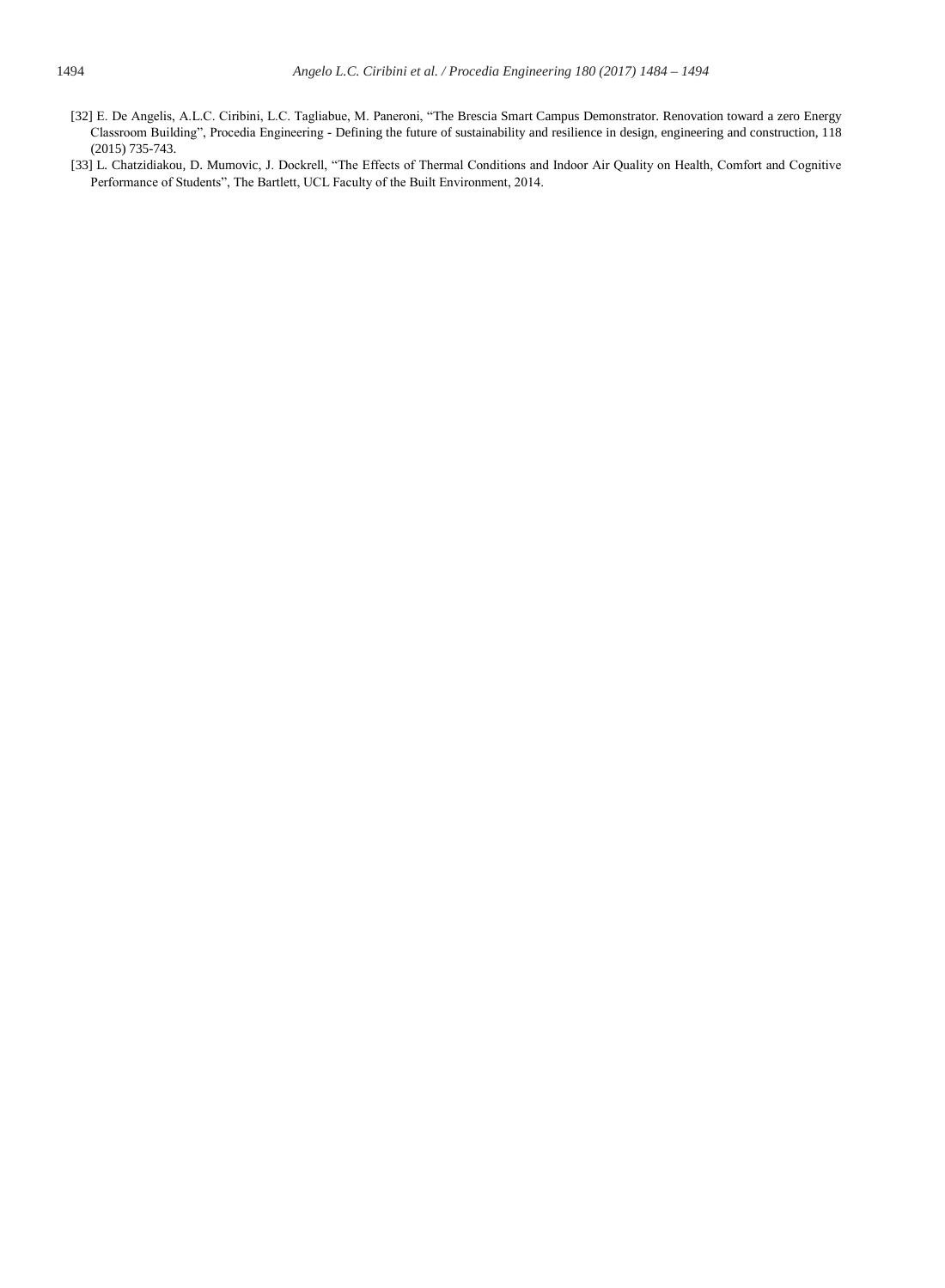[32] E. De Angelis, A.L.C. Ciribini, L.C. Tagliabue, M. Paneroni, "The Brescia Smart Campus Demonstrator. Renovation toward a zero Energy Classroom Building", Procedia Engineering - Defining the future of sustainability and resilience in design, engineering and construction, 118 (2015) 735-743.

[33] L. Chatzidiakou, D. Mumovic, J. Dockrell, "The Effects of Thermal Conditions and Indoor Air Quality on Health, Comfort and Cognitive Performance of Students", The Bartlett, UCL Faculty of the Built Environment, 2014.